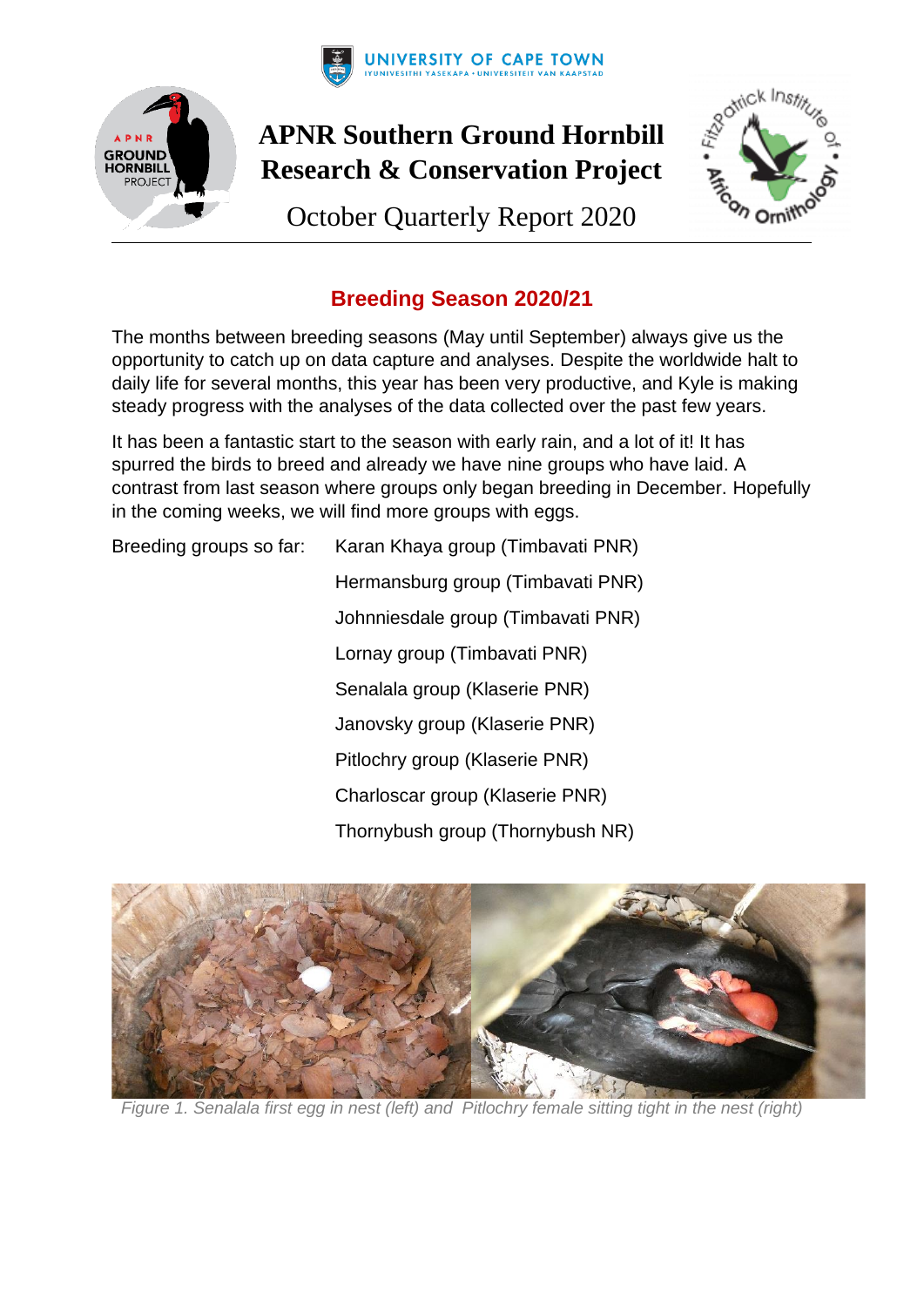UNIVERSITY OF CAPE TOWN
IYUNIVESITHI YASEKAPA • UNIVERSITEIT VAN KAAPSTAD

# APNR Southern Ground Hornbill Research & Conservation Project

October Quarterly Report 2020

## Breeding Season 2020/21

The months between breeding seasons (May until September) always give us the opportunity to catch up on data capture and analyses. Despite the worldwide halt to daily life for several months, this year has been very productive, and Kyle is making steady progress with the analyses of the data collected over the past few years.

It has been a fantastic start to the season with early rain, and a lot of it! It has spurred the birds to breed and already we have nine groups who have laid. A contrast from last season where groups only began breeding in December. Hopefully in the coming weeks, we will find more groups with eggs.

Breeding groups so far:

- Karan Khaya group (Timbavati PNR)
- Hermansburg group (Timbavati PNR)
- Johnniesdale group (Timbavati PNR)
- Lornay group (Timbavati PNR)
- Senalala group (Klaserie PNR)
- Janovsky group (Klaserie PNR)
- Pitlochry group (Klaserie PNR)
- Charloscar group (Klaserie PNR)
- Thornybush group (Thornybush NR)

*Figure 1. Senalala first egg in nest (left) and Pitlochry female sitting tight in the nest (right)*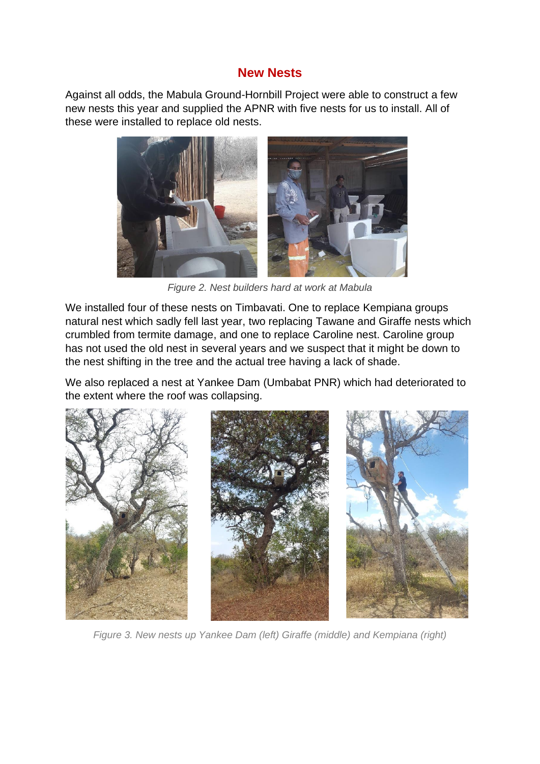## New Nests

Against all odds, the Mabula Ground-Hornbill Project were able to construct a few new nests this year and supplied the APNR with five nests for us to install. All of these were installed to replace old nests.

*Figure 2. Nest builders hard at work at Mabula*

We installed four of these nests on Timbavati. One to replace Kempiana groups natural nest which sadly fell last year, two replacing Tawane and Giraffe nests which crumbled from termite damage, and one to replace Caroline nest. Caroline group has not used the old nest in several years and we suspect that it might be down to the nest shifting in the tree and the actual tree having a lack of shade.

We also replaced a nest at Yankee Dam (Umbabat PNR) which had deteriorated to the extent where the roof was collapsing.

*Figure 3. New nests up Yankee Dam (left) Giraffe (middle) and Kempiana (right)*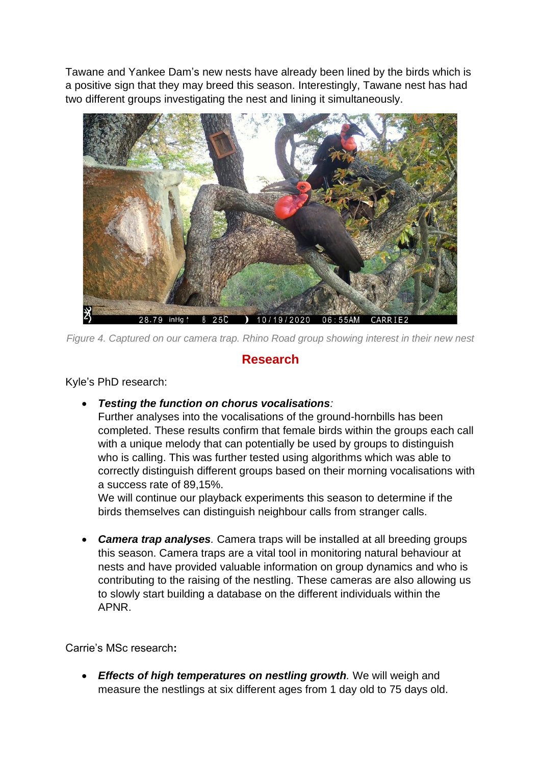Tawane and Yankee Dam's new nests have already been lined by the birds which is a positive sign that they may breed this season. Interestingly, Tawane nest has had two different groups investigating the nest and lining it simultaneously.

*Figure 4. Captured on our camera trap. Rhino Road group showing interest in their new nest*

## Research

Kyle's PhD research:

- ***Testing the function on chorus vocalisations***:
  Further analyses into the vocalisations of the ground-hornbills has been completed. These results confirm that female birds within the groups each call with a unique melody that can potentially be used by groups to distinguish who is calling. This was further tested using algorithms which was able to correctly distinguish different groups based on their morning vocalisations with a success rate of 89,15%.
  We will continue our playback experiments this season to determine if the birds themselves can distinguish neighbour calls from stranger calls.

- ***Camera trap analyses***. Camera traps will be installed at all breeding groups this season. Camera traps are a vital tool in monitoring natural behaviour at nests and have provided valuable information on group dynamics and who is contributing to the raising of the nestling. These cameras are also allowing us to slowly start building a database on the different individuals within the APNR.

Carrie's MSc research**:**

- ***Effects of high temperatures on nestling growth***. We will weigh and measure the nestlings at six different ages from 1 day old to 75 days old.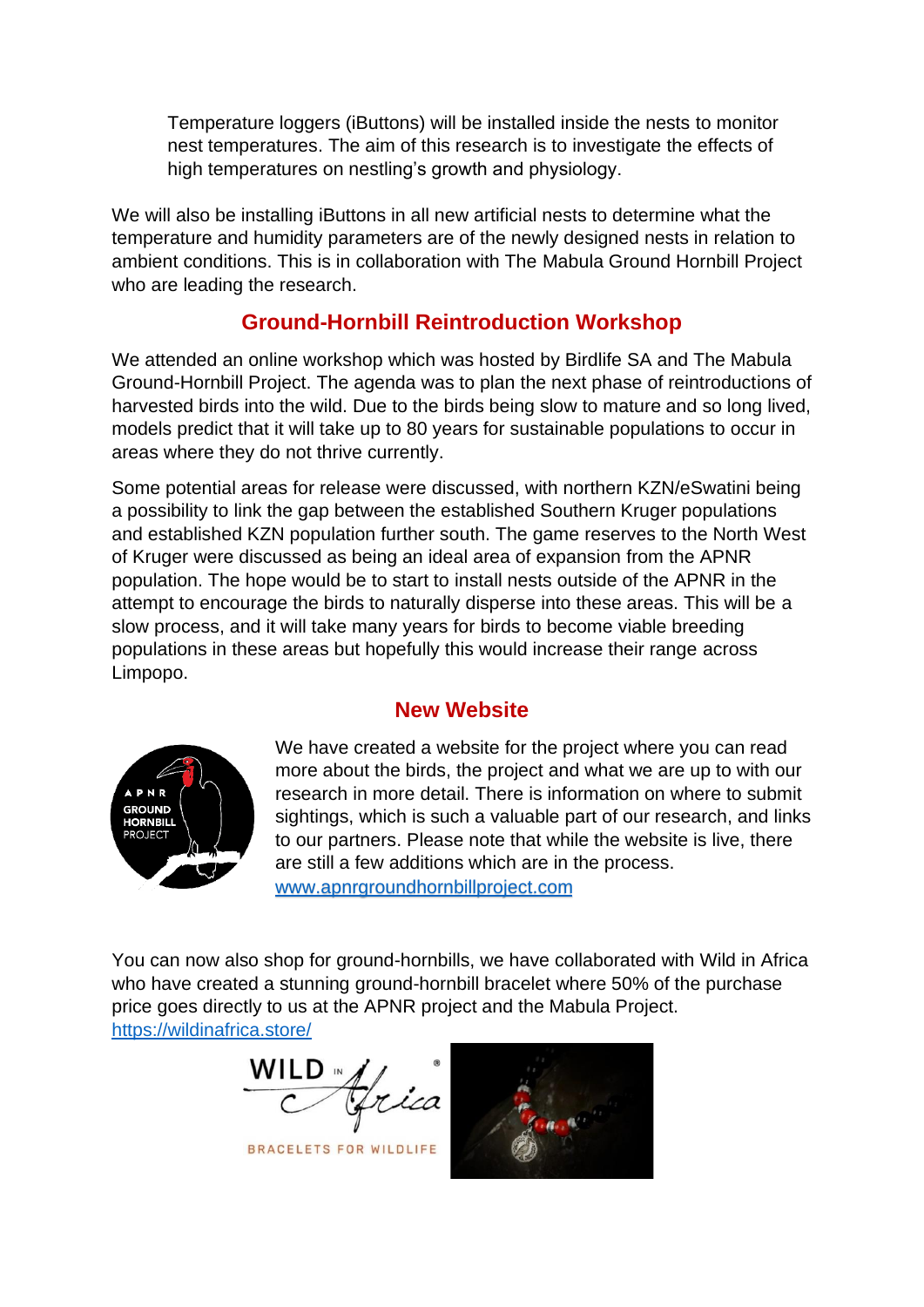Temperature loggers (iButtons) will be installed inside the nests to monitor nest temperatures. The aim of this research is to investigate the effects of high temperatures on nestling's growth and physiology.

We will also be installing iButtons in all new artificial nests to determine what the temperature and humidity parameters are of the newly designed nests in relation to ambient conditions. This is in collaboration with The Mabula Ground Hornbill Project who are leading the research.

## Ground-Hornbill Reintroduction Workshop

We attended an online workshop which was hosted by Birdlife SA and The Mabula Ground-Hornbill Project. The agenda was to plan the next phase of reintroductions of harvested birds into the wild. Due to the birds being slow to mature and so long lived, models predict that it will take up to 80 years for sustainable populations to occur in areas where they do not thrive currently.

Some potential areas for release were discussed, with northern KZN/eSwatini being a possibility to link the gap between the established Southern Kruger populations and established KZN population further south. The game reserves to the North West of Kruger were discussed as being an ideal area of expansion from the APNR population. The hope would be to start to install nests outside of the APNR in the attempt to encourage the birds to naturally disperse into these areas. This will be a slow process, and it will take many years for birds to become viable breeding populations in these areas but hopefully this would increase their range across Limpopo.

## New Website

We have created a website for the project where you can read more about the birds, the project and what we are up to with our research in more detail. There is information on where to submit sightings, which is such a valuable part of our research, and links to our partners. Please note that while the website is live, there are still a few additions which are in the process.
[www.apnrgroundhornbillproject.com](http://www.apnrgroundhornbillproject.com)

You can now also shop for ground-hornbills, we have collaborated with Wild in Africa who have created a stunning ground-hornbill bracelet where 50% of the purchase price goes directly to us at the APNR project and the Mabula Project.
[https://wildinafrica.store/](https://wildinafrica.store/)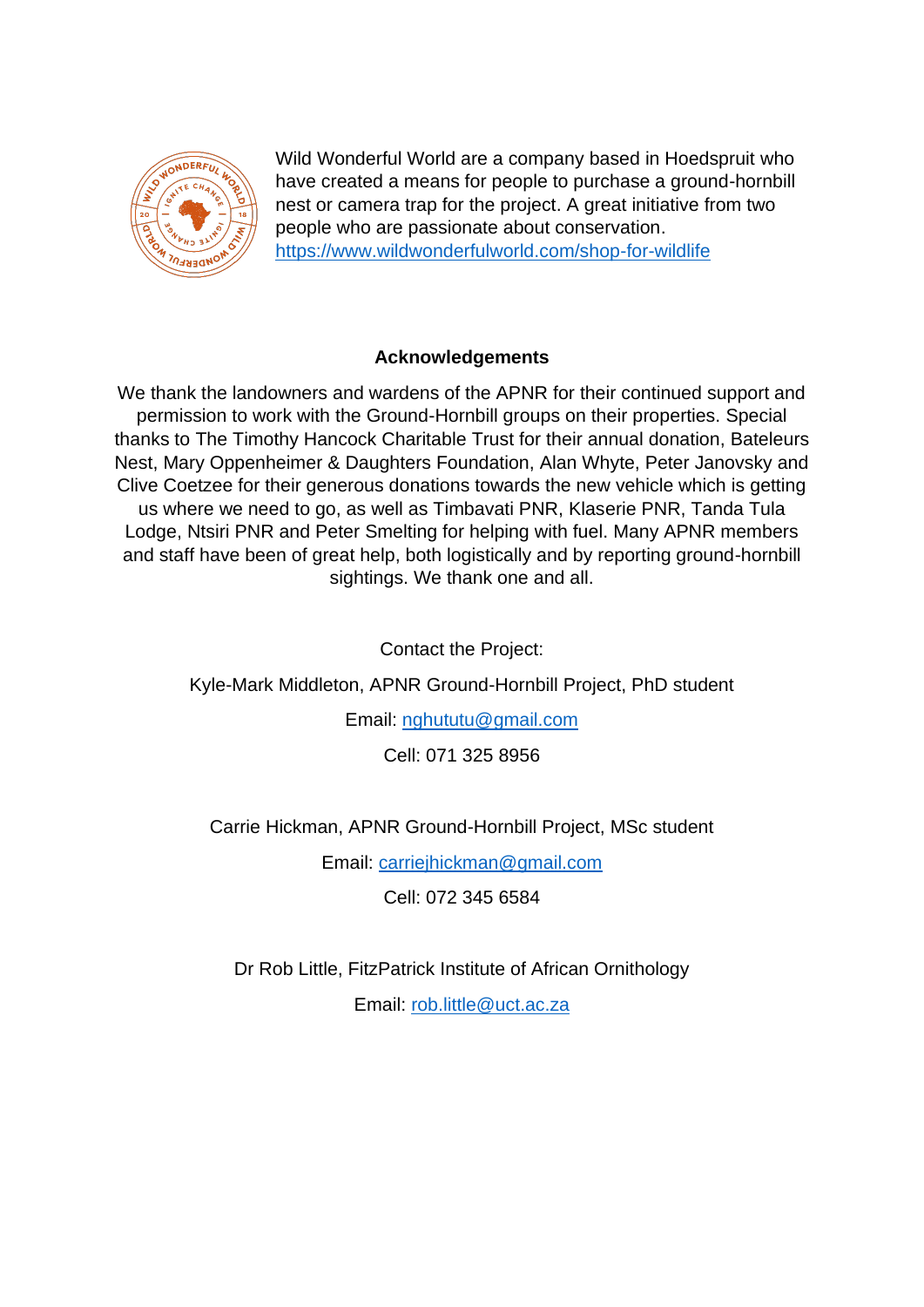Wild Wonderful World are a company based in Hoedspruit who have created a means for people to purchase a ground-hornbill nest or camera trap for the project. A great initiative from two people who are passionate about conservation. https://www.wildwonderfulworld.com/shop-for-wildlife

**Acknowledgements**

We thank the landowners and wardens of the APNR for their continued support and permission to work with the Ground-Hornbill groups on their properties. Special thanks to The Timothy Hancock Charitable Trust for their annual donation, Bateleurs Nest, Mary Oppenheimer & Daughters Foundation, Alan Whyte, Peter Janovsky and Clive Coetzee for their generous donations towards the new vehicle which is getting us where we need to go, as well as Timbavati PNR, Klaserie PNR, Tanda Tula Lodge, Ntsiri PNR and Peter Smelting for helping with fuel. Many APNR members and staff have been of great help, both logistically and by reporting ground-hornbill sightings. We thank one and all.

Contact the Project:

Kyle-Mark Middleton, APNR Ground-Hornbill Project, PhD student

Email: nghututu@gmail.com

Cell: 071 325 8956

Carrie Hickman, APNR Ground-Hornbill Project, MSc student

Email: carriejhickman@gmail.com

Cell: 072 345 6584

Dr Rob Little, FitzPatrick Institute of African Ornithology

Email: rob.little@uct.ac.za